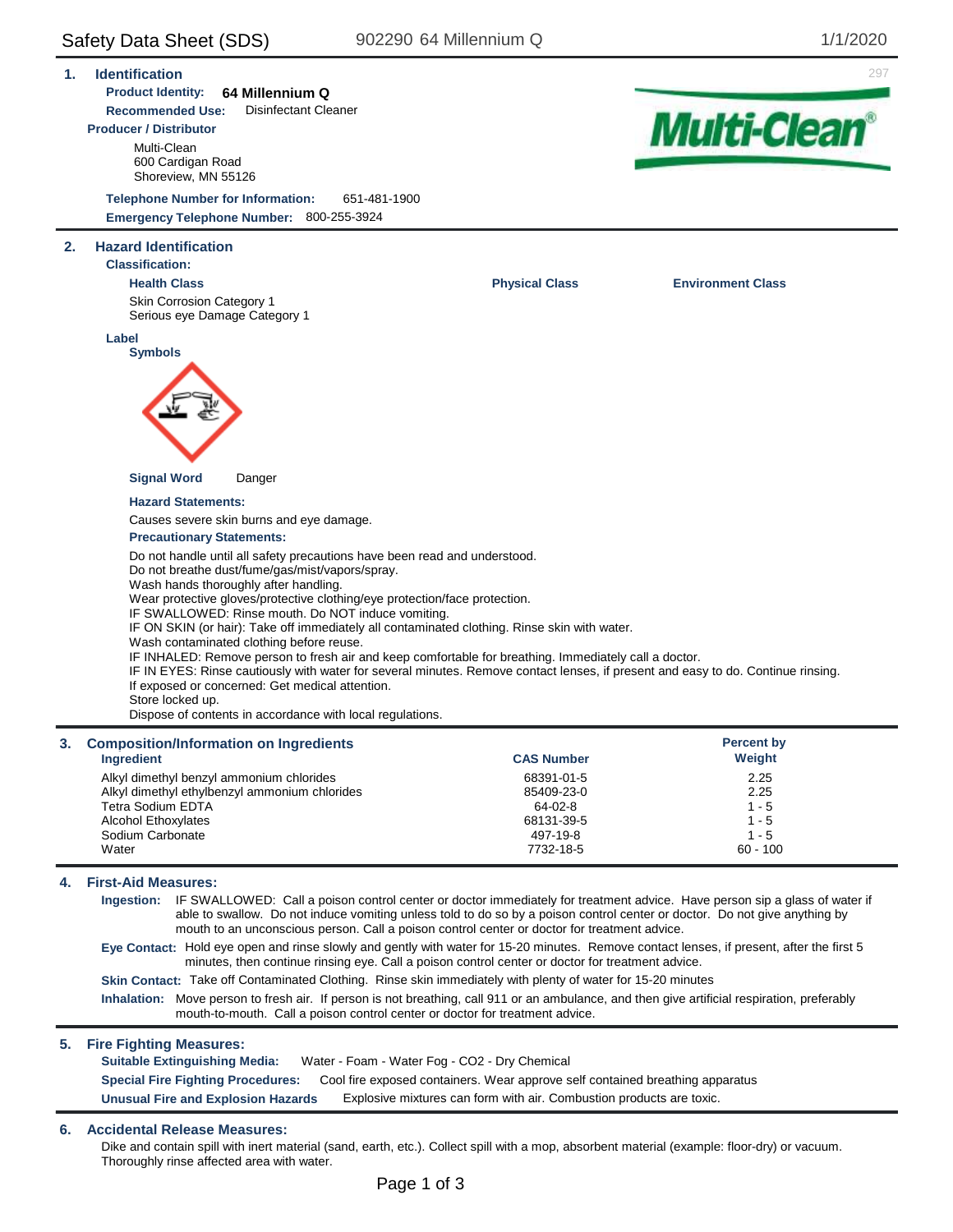# Safety Data Sheet (SDS) 902290 64 Millennium Q 1/1/2020

## 1. Identification

**Product Identity:** **64 Millennium Q**

**Recommended Use:** Disinfectant Cleaner

**Producer / Distributor**

Multi-Clean
600 Cardigan Road
Shoreview, MN 55126

**Telephone Number for Information:** 651-481-1900

**Emergency Telephone Number:** 800-255-3924

## 2. Hazard Identification

**Classification:**

**Health Class**

Skin Corrosion Category 1
Serious eye Damage Category 1

**Physical Class**

**Environment Class**

**Label**

**Symbols**

**Signal Word** Danger

**Hazard Statements:**

Causes severe skin burns and eye damage.

**Precautionary Statements:**

Do not handle until all safety precautions have been read and understood.
Do not breathe dust/fume/gas/mist/vapors/spray.
Wash hands thoroughly after handling.
Wear protective gloves/protective clothing/eye protection/face protection.
IF SWALLOWED: Rinse mouth. Do NOT induce vomiting.
IF ON SKIN (or hair): Take off immediately all contaminated clothing. Rinse skin with water.
Wash contaminated clothing before reuse.
IF INHALED: Remove person to fresh air and keep comfortable for breathing. Immediately call a doctor.
IF IN EYES: Rinse cautiously with water for several minutes. Remove contact lenses, if present and easy to do. Continue rinsing.
If exposed or concerned: Get medical attention.
Store locked up.
Dispose of contents in accordance with local regulations.

## 3. Composition/Information on Ingredients

| Ingredient | CAS Number | Percent by Weight |
|---|---|---|
| Alkyl dimethyl benzyl ammonium chlorides | 68391-01-5 | 2.25 |
| Alkyl dimethyl ethylbenzyl ammonium chlorides | 85409-23-0 | 2.25 |
| Tetra Sodium EDTA | 64-02-8 | 1 - 5 |
| Alcohol Ethoxylates | 68131-39-5 | 1 - 5 |
| Sodium Carbonate | 497-19-8 | 1 - 5 |
| Water | 7732-18-5 | 60 - 100 |

## 4. First-Aid Measures:

**Ingestion:** IF SWALLOWED: Call a poison control center or doctor immediately for treatment advice. Have person sip a glass of water if able to swallow. Do not induce vomiting unless told to do so by a poison control center or doctor. Do not give anything by mouth to an unconscious person. Call a poison control center or doctor for treatment advice.

**Eye Contact:** Hold eye open and rinse slowly and gently with water for 15-20 minutes. Remove contact lenses, if present, after the first 5 minutes, then continue rinsing eye. Call a poison control center or doctor for treatment advice.

**Skin Contact:** Take off Contaminated Clothing. Rinse skin immediately with plenty of water for 15-20 minutes

**Inhalation:** Move person to fresh air. If person is not breathing, call 911 or an ambulance, and then give artificial respiration, preferably mouth-to-mouth. Call a poison control center or doctor for treatment advice.

## 5. Fire Fighting Measures:

**Suitable Extinguishing Media:** Water - Foam - Water Fog - CO2 - Dry Chemical

**Special Fire Fighting Procedures:** Cool fire exposed containers. Wear approve self contained breathing apparatus

**Unusual Fire and Explosion Hazards** Explosive mixtures can form with air. Combustion products are toxic.

## 6. Accidental Release Measures:

Dike and contain spill with inert material (sand, earth, etc.). Collect spill with a mop, absorbent material (example: floor-dry) or vacuum. Thoroughly rinse affected area with water.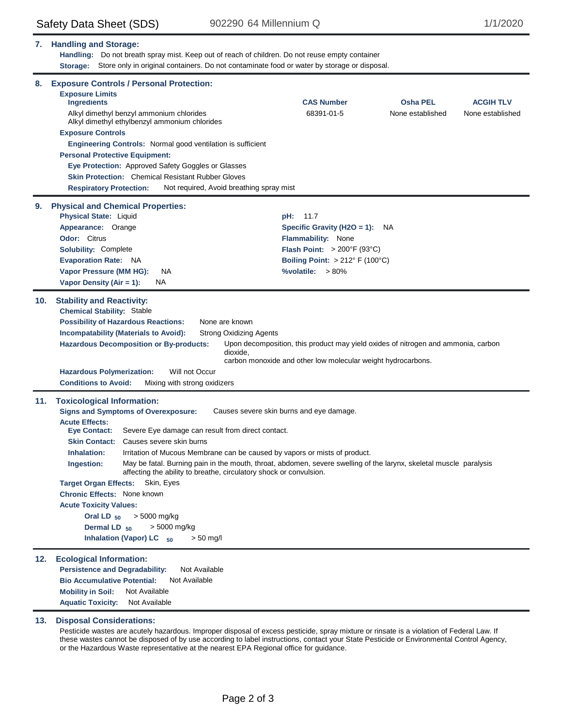## 7. Handling and Storage:

**Handling:** Do not breath spray mist. Keep out of reach of children. Do not reuse empty container

**Storage:** Store only in original containers. Do not contaminate food or water by storage or disposal.

## 8. Exposure Controls / Personal Protection:

**Exposure Limits**

| Ingredients | CAS Number | Osha PEL | ACGIH TLV |
|---|---|---|---|
| Alkyl dimethyl benzyl ammonium chlorides<br>Alkyl dimethyl ethylbenzyl ammonium chlorides | 68391-01-5 | None established | None established |

**Exposure Controls**

**Engineering Controls:** Normal good ventilation is sufficient

**Personal Protective Equipment:**

**Eye Protection:** Approved Safety Goggles or Glasses

**Skin Protection:** Chemical Resistant Rubber Gloves

**Respiratory Protection:** Not required, Avoid breathing spray mist

## 9. Physical and Chemical Properties:

**Physical State:** Liquid

**Appearance:** Orange

**Odor:** Citrus

**Solubility:** Complete

**Evaporation Rate:** NA

**Vapor Pressure (MM HG):** NA

**Vapor Density (Air = 1):** NA

**pH:** 11.7

**Specific Gravity (H2O = 1):** NA

**Flammability:** None

**Flash Point:** > 200°F (93°C)

**Boiling Point:** > 212° F (100°C)

**%volatile:** > 80%

## 10. Stability and Reactivity:

**Chemical Stability:** Stable

**Possibility of Hazardous Reactions:** None are known

**Incompatability (Materials to Avoid):** Strong Oxidizing Agents

**Hazardous Decomposition or By-products:** Upon decomposition, this product may yield oxides of nitrogen and ammonia, carbon dioxide, carbon monoxide and other low molecular weight hydrocarbons.

**Hazardous Polymerization:** Will not Occur

**Conditions to Avoid:** Mixing with strong oxidizers

## 11. Toxicological Information:

**Signs and Symptoms of Overexposure:** Causes severe skin burns and eye damage.

**Acute Effects:**

**Eye Contact:** Severe Eye damage can result from direct contact.

**Skin Contact:** Causes severe skin burns

**Inhalation:** Irritation of Mucous Membrane can be caused by vapors or mists of product.

**Ingestion:** May be fatal. Burning pain in the mouth, throat, abdomen, severe swelling of the larynx, skeletal muscle paralysis affecting the ability to breathe, circulatory shock or convulsion.

**Target Organ Effects:** Skin, Eyes

**Chronic Effects:** None known

**Acute Toxicity Values:**

**Oral $LD_{50}$** > 5000 mg/kg

**Dermal $LD_{50}$** > 5000 mg/kg

**Inhalation (Vapor) $LC_{50}$** > 50 mg/l

## 12. Ecological Information:

**Persistence and Degradability:** Not Available

**Bio Accumulative Potential:** Not Available

**Mobility in Soil:** Not Available

**Aquatic Toxicity:** Not Available

## 13. Disposal Considerations:

Pesticide wastes are acutely hazardous. Improper disposal of excess pesticide, spray mixture or rinsate is a violation of Federal Law. If these wastes cannot be disposed of by use according to label instructions, contact your State Pesticide or Environmental Control Agency, or the Hazardous Waste representative at the nearest EPA Regional office for guidance.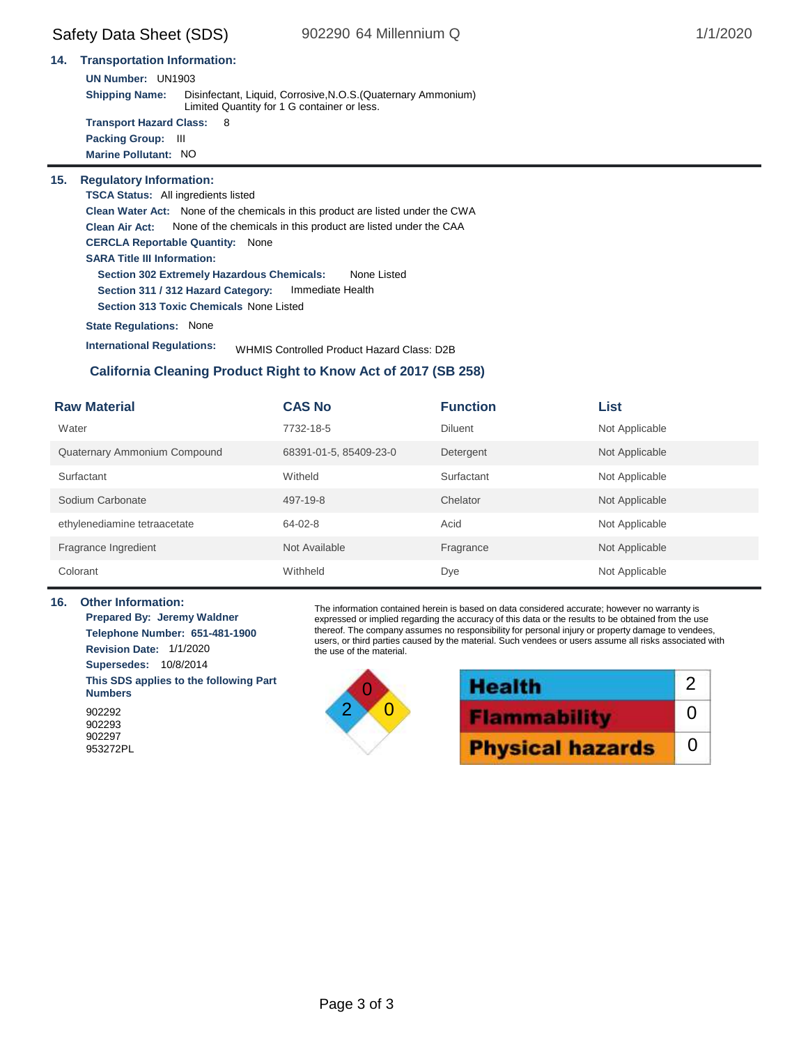## 14. Transportation Information:

**UN Number:** UN1903

**Shipping Name:** Disinfectant, Liquid, Corrosive,N.O.S.(Quaternary Ammonium) Limited Quantity for 1 G container or less.

**Transport Hazard Class:** 8

**Packing Group:** III

**Marine Pollutant:** NO

## 15. Regulatory Information:

**TSCA Status:** All ingredients listed

**Clean Water Act:** None of the chemicals in this product are listed under the CWA

**Clean Air Act:** None of the chemicals in this product are listed under the CAA

**CERCLA Reportable Quantity:** None

**SARA Title III Information:**

**Section 302 Extremely Hazardous Chemicals:** None Listed

**Section 311 / 312 Hazard Category:** Immediate Health

**Section 313 Toxic Chemicals** None Listed

**State Regulations:** None

**International Regulations:** WHMIS Controlled Product Hazard Class: D2B

### California Cleaning Product Right to Know Act of 2017 (SB 258)

| Raw Material | CAS No | Function | List |
|---|---|---|---|
| Water | 7732-18-5 | Diluent | Not Applicable |
| Quaternary Ammonium Compound | 68391-01-5, 85409-23-0 | Detergent | Not Applicable |
| Surfactant | Witheld | Surfactant | Not Applicable |
| Sodium Carbonate | 497-19-8 | Chelator | Not Applicable |
| ethylenediamine tetraacetate | 64-02-8 | Acid | Not Applicable |
| Fragrance Ingredient | Not Available | Fragrance | Not Applicable |
| Colorant | Withheld | Dye | Not Applicable |

## 16. Other Information:

**Prepared By: Jeremy Waldner**

**Telephone Number: 651-481-1900**

**Revision Date:** 1/1/2020

**Supersedes:** 10/8/2014

**This SDS applies to the following Part Numbers**

902292
902293
902297
953272PL

The information contained herein is based on data considered accurate; however no warranty is expressed or implied regarding the accuracy of this data or the results to be obtained from the use thereof. The company assumes no responsibility for personal injury or property damage to vendees, users, or third parties caused by the material. Such vendees or users assume all risks associated with the use of the material.

0
2 0

| | |
|---|---|
| Health | 2 |
| Flammability | 0 |
| Physical hazards | 0 |